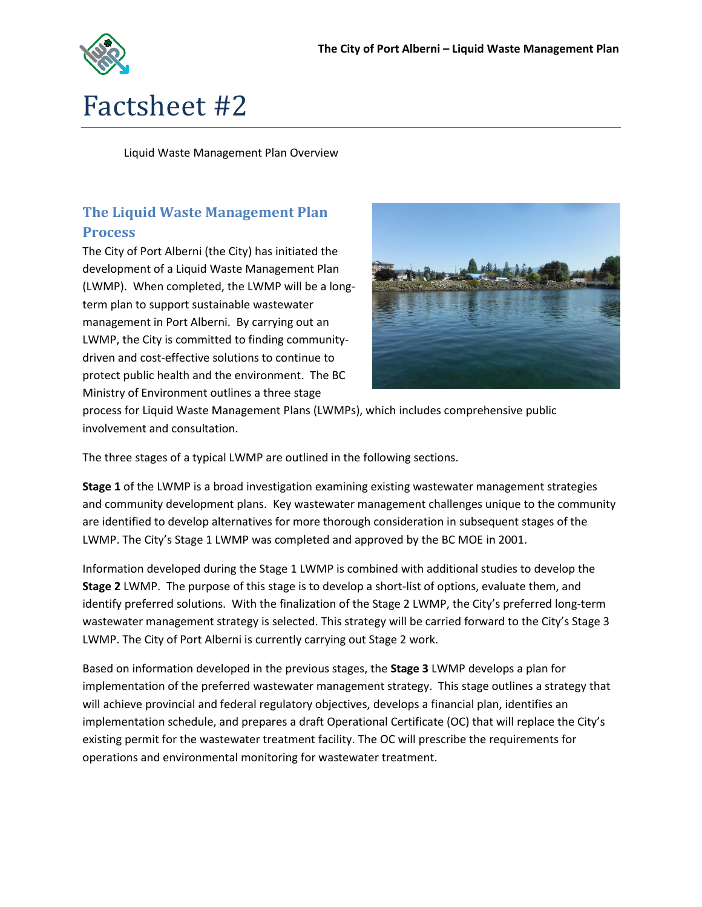# Factsheet #2

Liquid Waste Management Plan Overview

## The Liquid Waste Management Plan Process

The City of Port Alberni (the City) has initiated the development of a Liquid Waste Management Plan (LWMP). When completed, the LWMP will be a long-term plan to support sustainable wastewater management in Port Alberni. By carrying out an LWMP, the City is committed to finding community-driven and cost-effective solutions to continue to protect public health and the environment. The BC Ministry of Environment outlines a three stage process for Liquid Waste Management Plans (LWMPs), which includes comprehensive public involvement and consultation.

The three stages of a typical LWMP are outlined in the following sections.

**Stage 1** of the LWMP is a broad investigation examining existing wastewater management strategies and community development plans. Key wastewater management challenges unique to the community are identified to develop alternatives for more thorough consideration in subsequent stages of the LWMP. The City's Stage 1 LWMP was completed and approved by the BC MOE in 2001.

Information developed during the Stage 1 LWMP is combined with additional studies to develop the **Stage 2** LWMP. The purpose of this stage is to develop a short-list of options, evaluate them, and identify preferred solutions. With the finalization of the Stage 2 LWMP, the City's preferred long-term wastewater management strategy is selected. This strategy will be carried forward to the City's Stage 3 LWMP. The City of Port Alberni is currently carrying out Stage 2 work.

Based on information developed in the previous stages, the **Stage 3** LWMP develops a plan for implementation of the preferred wastewater management strategy. This stage outlines a strategy that will achieve provincial and federal regulatory objectives, develops a financial plan, identifies an implementation schedule, and prepares a draft Operational Certificate (OC) that will replace the City's existing permit for the wastewater treatment facility. The OC will prescribe the requirements for operations and environmental monitoring for wastewater treatment.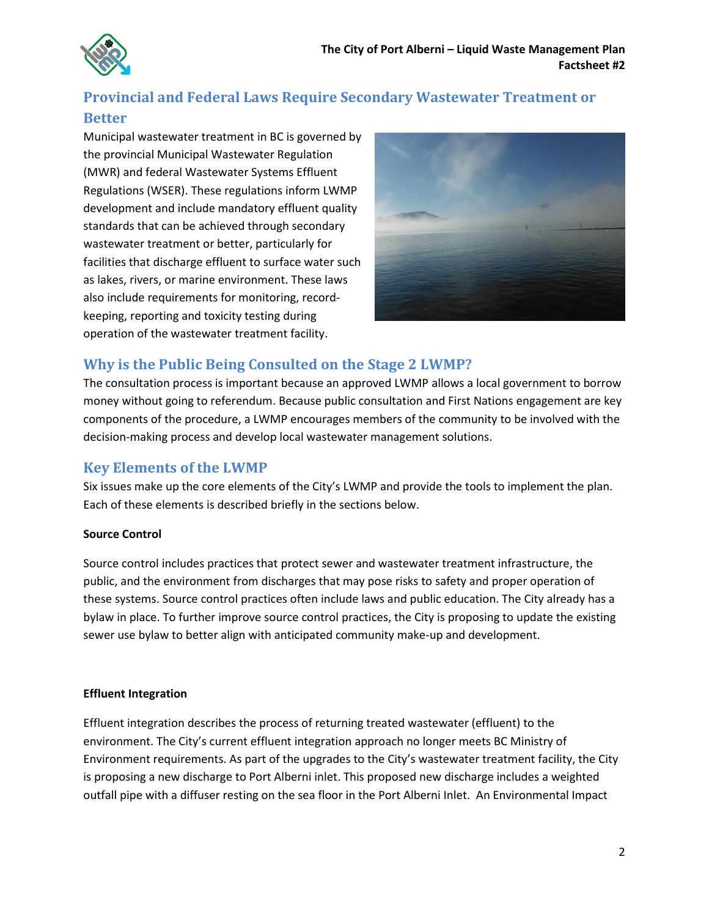## Provincial and Federal Laws Require Secondary Wastewater Treatment or Better

Municipal wastewater treatment in BC is governed by the provincial Municipal Wastewater Regulation (MWR) and federal Wastewater Systems Effluent Regulations (WSER). These regulations inform LWMP development and include mandatory effluent quality standards that can be achieved through secondary wastewater treatment or better, particularly for facilities that discharge effluent to surface water such as lakes, rivers, or marine environment. These laws also include requirements for monitoring, record-keeping, reporting and toxicity testing during operation of the wastewater treatment facility.

## Why is the Public Being Consulted on the Stage 2 LWMP?

The consultation process is important because an approved LWMP allows a local government to borrow money without going to referendum. Because public consultation and First Nations engagement are key components of the procedure, a LWMP encourages members of the community to be involved with the decision-making process and develop local wastewater management solutions.

## Key Elements of the LWMP

Six issues make up the core elements of the City's LWMP and provide the tools to implement the plan. Each of these elements is described briefly in the sections below.

**Source Control**

Source control includes practices that protect sewer and wastewater treatment infrastructure, the public, and the environment from discharges that may pose risks to safety and proper operation of these systems. Source control practices often include laws and public education. The City already has a bylaw in place. To further improve source control practices, the City is proposing to update the existing sewer use bylaw to better align with anticipated community make-up and development.

**Effluent Integration**

Effluent integration describes the process of returning treated wastewater (effluent) to the environment. The City's current effluent integration approach no longer meets BC Ministry of Environment requirements. As part of the upgrades to the City's wastewater treatment facility, the City is proposing a new discharge to Port Alberni inlet. This proposed new discharge includes a weighted outfall pipe with a diffuser resting on the sea floor in the Port Alberni Inlet. An Environmental Impact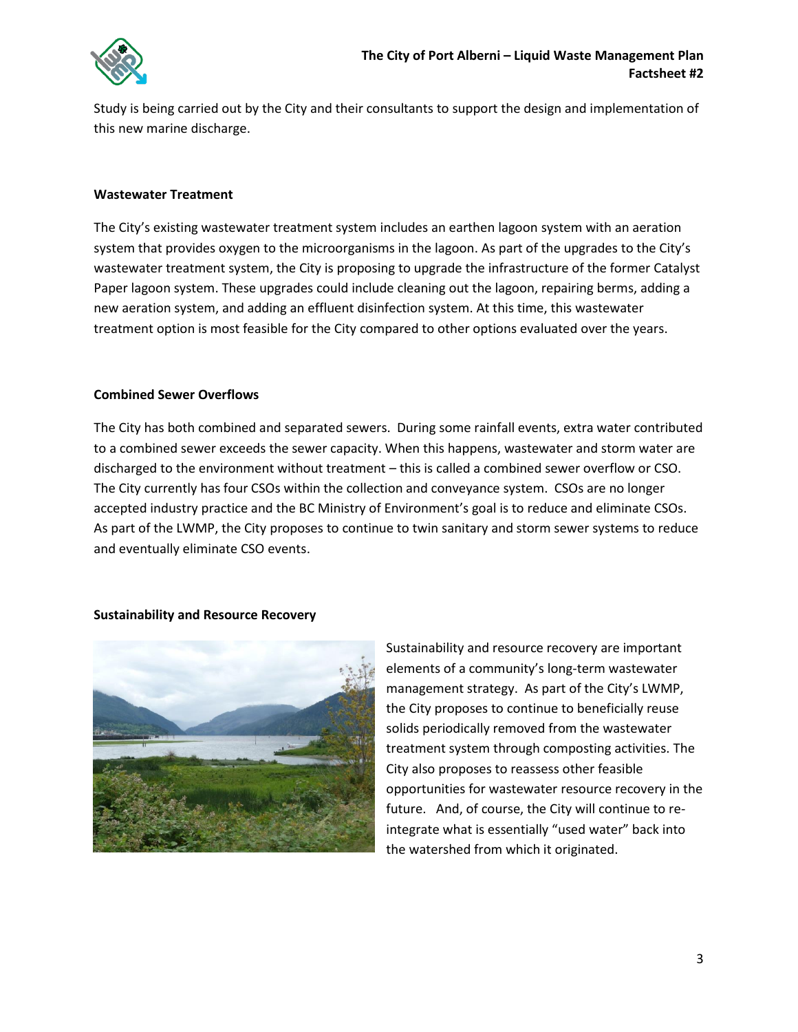Study is being carried out by the City and their consultants to support the design and implementation of this new marine discharge.

**Wastewater Treatment**

The City's existing wastewater treatment system includes an earthen lagoon system with an aeration system that provides oxygen to the microorganisms in the lagoon. As part of the upgrades to the City's wastewater treatment system, the City is proposing to upgrade the infrastructure of the former Catalyst Paper lagoon system. These upgrades could include cleaning out the lagoon, repairing berms, adding a new aeration system, and adding an effluent disinfection system. At this time, this wastewater treatment option is most feasible for the City compared to other options evaluated over the years.

**Combined Sewer Overflows**

The City has both combined and separated sewers. During some rainfall events, extra water contributed to a combined sewer exceeds the sewer capacity. When this happens, wastewater and storm water are discharged to the environment without treatment – this is called a combined sewer overflow or CSO. The City currently has four CSOs within the collection and conveyance system. CSOs are no longer accepted industry practice and the BC Ministry of Environment's goal is to reduce and eliminate CSOs. As part of the LWMP, the City proposes to continue to twin sanitary and storm sewer systems to reduce and eventually eliminate CSO events.

**Sustainability and Resource Recovery**

Sustainability and resource recovery are important elements of a community's long-term wastewater management strategy. As part of the City's LWMP, the City proposes to continue to beneficially reuse solids periodically removed from the wastewater treatment system through composting activities. The City also proposes to reassess other feasible opportunities for wastewater resource recovery in the future. And, of course, the City will continue to re-integrate what is essentially "used water" back into the watershed from which it originated.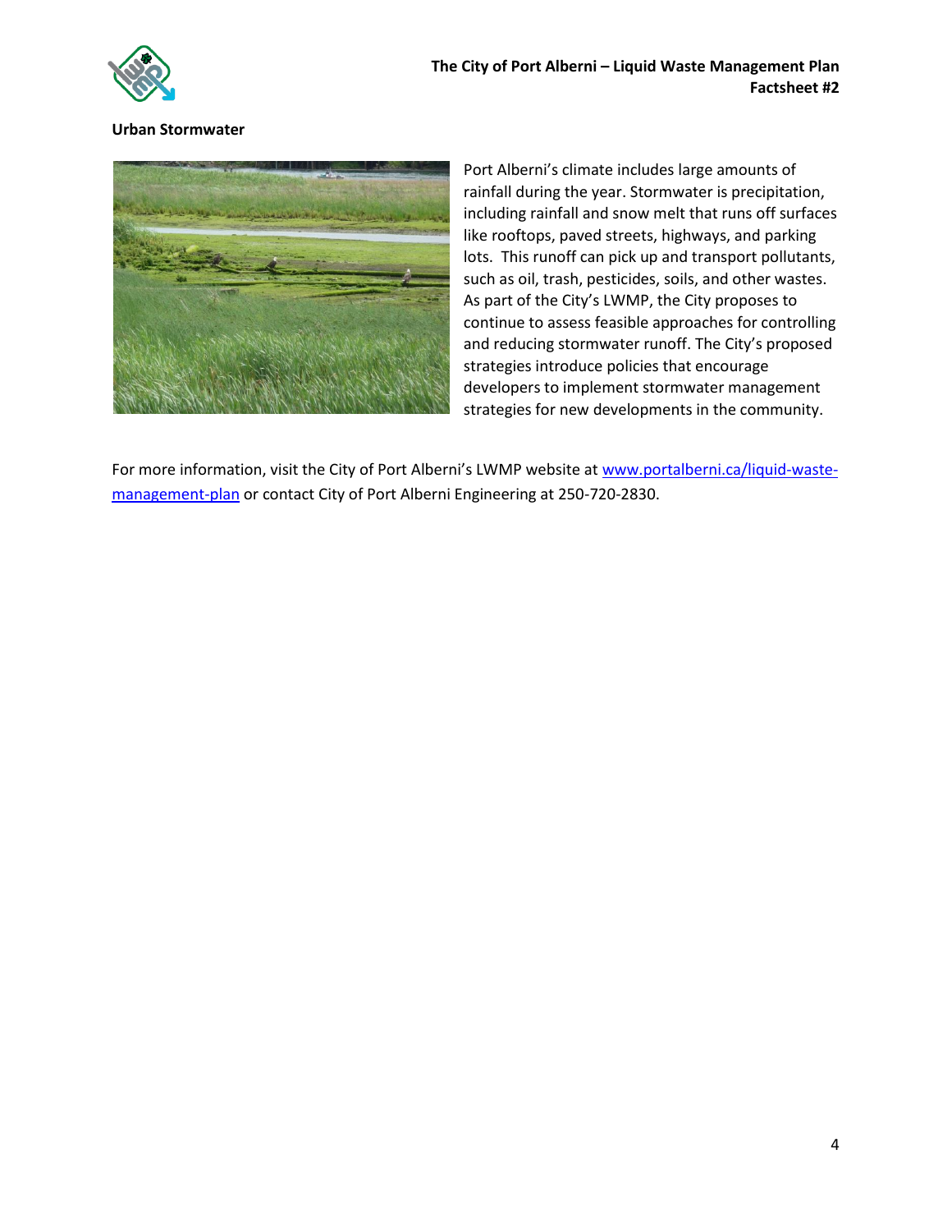## Urban Stormwater

Port Alberni's climate includes large amounts of rainfall during the year. Stormwater is precipitation, including rainfall and snow melt that runs off surfaces like rooftops, paved streets, highways, and parking lots. This runoff can pick up and transport pollutants, such as oil, trash, pesticides, soils, and other wastes. As part of the City's LWMP, the City proposes to continue to assess feasible approaches for controlling and reducing stormwater runoff. The City's proposed strategies introduce policies that encourage developers to implement stormwater management strategies for new developments in the community.

For more information, visit the City of Port Alberni's LWMP website at [www.portalberni.ca/liquid-waste-management-plan](http://www.portalberni.ca/liquid-waste-management-plan) or contact City of Port Alberni Engineering at 250-720-2830.